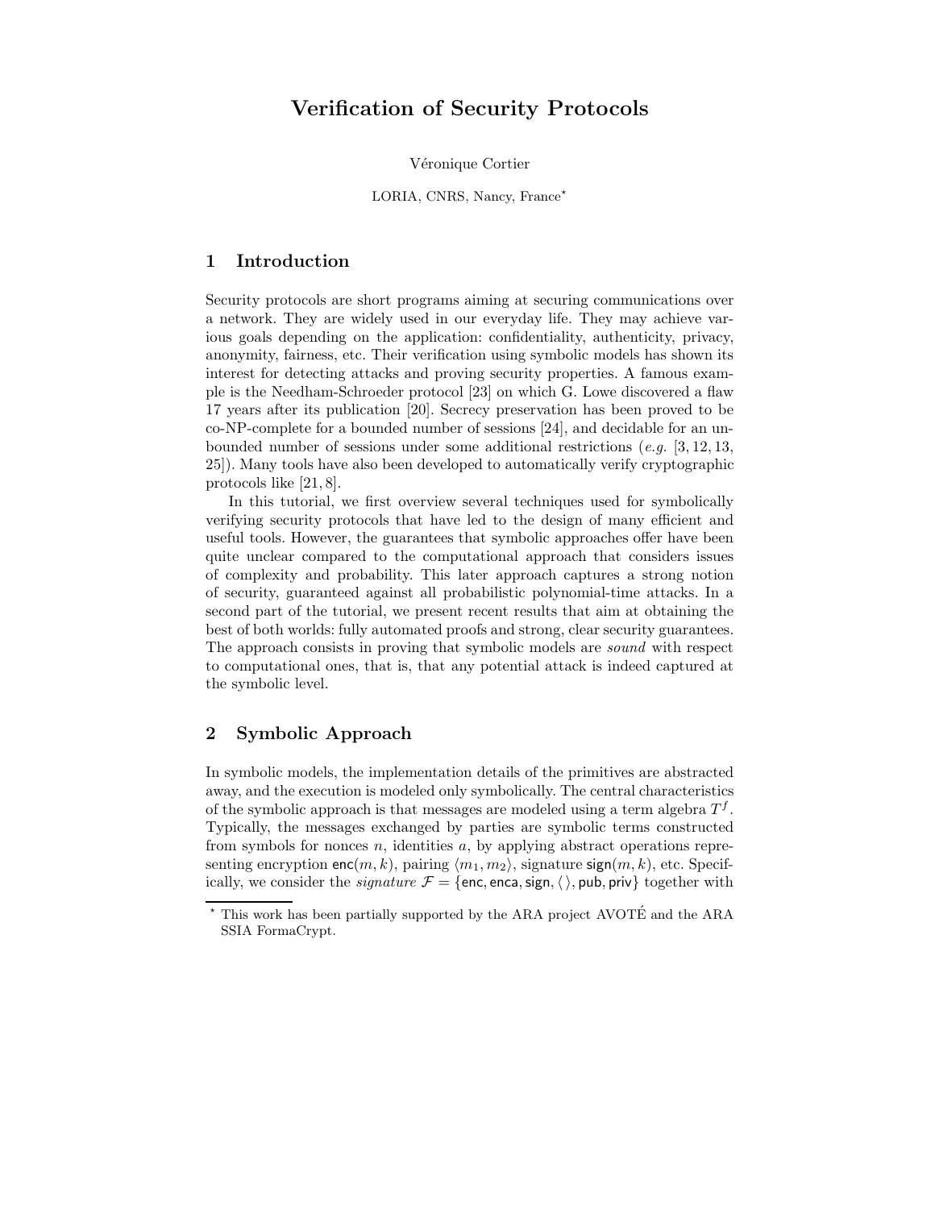# Verification of Security Protocols

Véronique Cortier

LORIA, CNRS, Nancy, France*

## 1 Introduction

Security protocols are short programs aiming at securing communications over a network. They are widely used in our everyday life. They may achieve various goals depending on the application: confidentiality, authenticity, privacy, anonymity, fairness, etc. Their verification using symbolic models has shown its interest for detecting attacks and proving security properties. A famous example is the Needham-Schroeder protocol [23] on which G. Lowe discovered a flaw 17 years after its publication [20]. Secrecy preservation has been proved to be co-NP-complete for a bounded number of sessions [24], and decidable for an unbounded number of sessions under some additional restrictions (*e.g.* [3, 12, 13, 25]). Many tools have also been developed to automatically verify cryptographic protocols like [21, 8].

In this tutorial, we first overview several techniques used for symbolically verifying security protocols that have led to the design of many efficient and useful tools. However, the guarantees that symbolic approaches offer have been quite unclear compared to the computational approach that considers issues of complexity and probability. This later approach captures a strong notion of security, guaranteed against all probabilistic polynomial-time attacks. In a second part of the tutorial, we present recent results that aim at obtaining the best of both worlds: fully automated proofs and strong, clear security guarantees. The approach consists in proving that symbolic models are *sound* with respect to computational ones, that is, that any potential attack is indeed captured at the symbolic level.

## 2 Symbolic Approach

In symbolic models, the implementation details of the primitives are abstracted away, and the execution is modeled only symbolically. The central characteristics of the symbolic approach is that messages are modeled using a term algebra $T^f$. Typically, the messages exchanged by parties are symbolic terms constructed from symbols for nonces $n$, identities $a$, by applying abstract operations representing encryption $\mathsf{enc}(m, k)$, pairing $\langle m_1, m_2 \rangle$, signature $\mathsf{sign}(m, k)$, etc. Specifically, we consider the *signature* $\mathcal{F} = \{\mathsf{enc}, \mathsf{enca}, \mathsf{sign}, \langle\,\rangle, \mathsf{pub}, \mathsf{priv}\}$ together with

* This work has been partially supported by the ARA project AVOTÉ and the ARA SSIA FormaCrypt.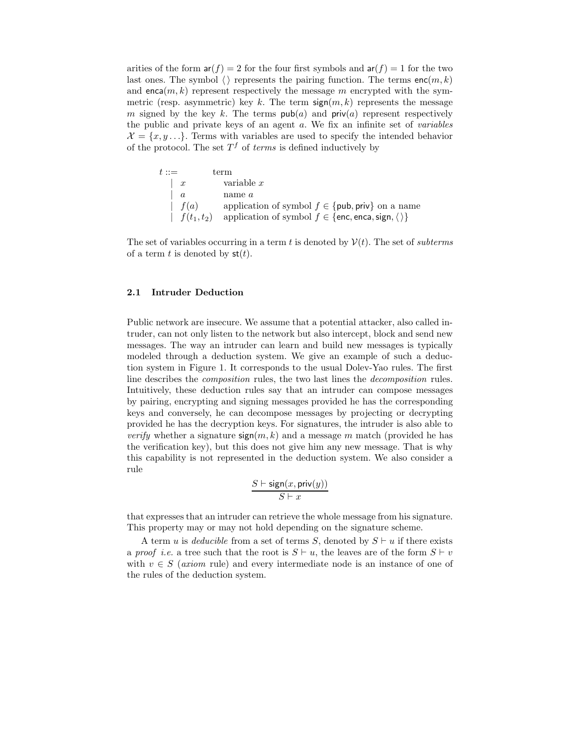arities of the form $\mathsf{ar}(f) = 2$ for the four first symbols and $\mathsf{ar}(f) = 1$ for the two last ones. The symbol $\langle\,\rangle$ represents the pairing function. The terms $\mathsf{enc}(m, k)$ and $\mathsf{enca}(m, k)$ represent respectively the message $m$ encrypted with the symmetric (resp. asymmetric) key $k$. The term $\mathsf{sign}(m, k)$ represents the message $m$ signed by the key $k$. The terms $\mathsf{pub}(a)$ and $\mathsf{priv}(a)$ represent respectively the public and private keys of an agent $a$. We fix an infinite set of *variables* $\mathcal{X} = \{x, y \ldots\}$. Terms with variables are used to specify the intended behavior of the protocol. The set $T^f$ of *terms* is defined inductively by

| | | |
|---|---|---|
| $t ::=$ | | term |
| $\mid$ | $x$ | variable $x$ |
| $\mid$ | $a$ | name $a$ |
| $\mid$ | $f(a)$ | application of symbol $f \in \{\mathsf{pub}, \mathsf{priv}\}$ on a name |
| $\mid$ | $f(t_1, t_2)$ | application of symbol $f \in \{\mathsf{enc}, \mathsf{enca}, \mathsf{sign}, \langle\,\rangle\}$ |

The set of variables occurring in a term $t$ is denoted by $\mathcal{V}(t)$. The set of *subterms* of a term $t$ is denoted by $\mathsf{st}(t)$.

### 2.1 Intruder Deduction

Public network are insecure. We assume that a potential attacker, also called intruder, can not only listen to the network but also intercept, block and send new messages. The way an intruder can learn and build new messages is typically modeled through a deduction system. We give an example of such a deduction system in Figure 1. It corresponds to the usual Dolev-Yao rules. The first line describes the *composition* rules, the two last lines the *decomposition* rules. Intuitively, these deduction rules say that an intruder can compose messages by pairing, encrypting and signing messages provided he has the corresponding keys and conversely, he can decompose messages by projecting or decrypting provided he has the decryption keys. For signatures, the intruder is also able to *verify* whether a signature $\mathsf{sign}(m, k)$ and a message $m$ match (provided he has the verification key), but this does not give him any new message. That is why this capability is not represented in the deduction system. We also consider a rule

$$\frac{S \vdash \mathsf{sign}(x, \mathsf{priv}(y))}{S \vdash x}$$

that expresses that an intruder can retrieve the whole message from his signature. This property may or may not hold depending on the signature scheme.

A term $u$ is *deducible* from a set of terms $S$, denoted by $S \vdash u$ if there exists a *proof* *i.e.* a tree such that the root is $S \vdash u$, the leaves are of the form $S \vdash v$ with $v \in S$ (*axiom* rule) and every intermediate node is an instance of one of the rules of the deduction system.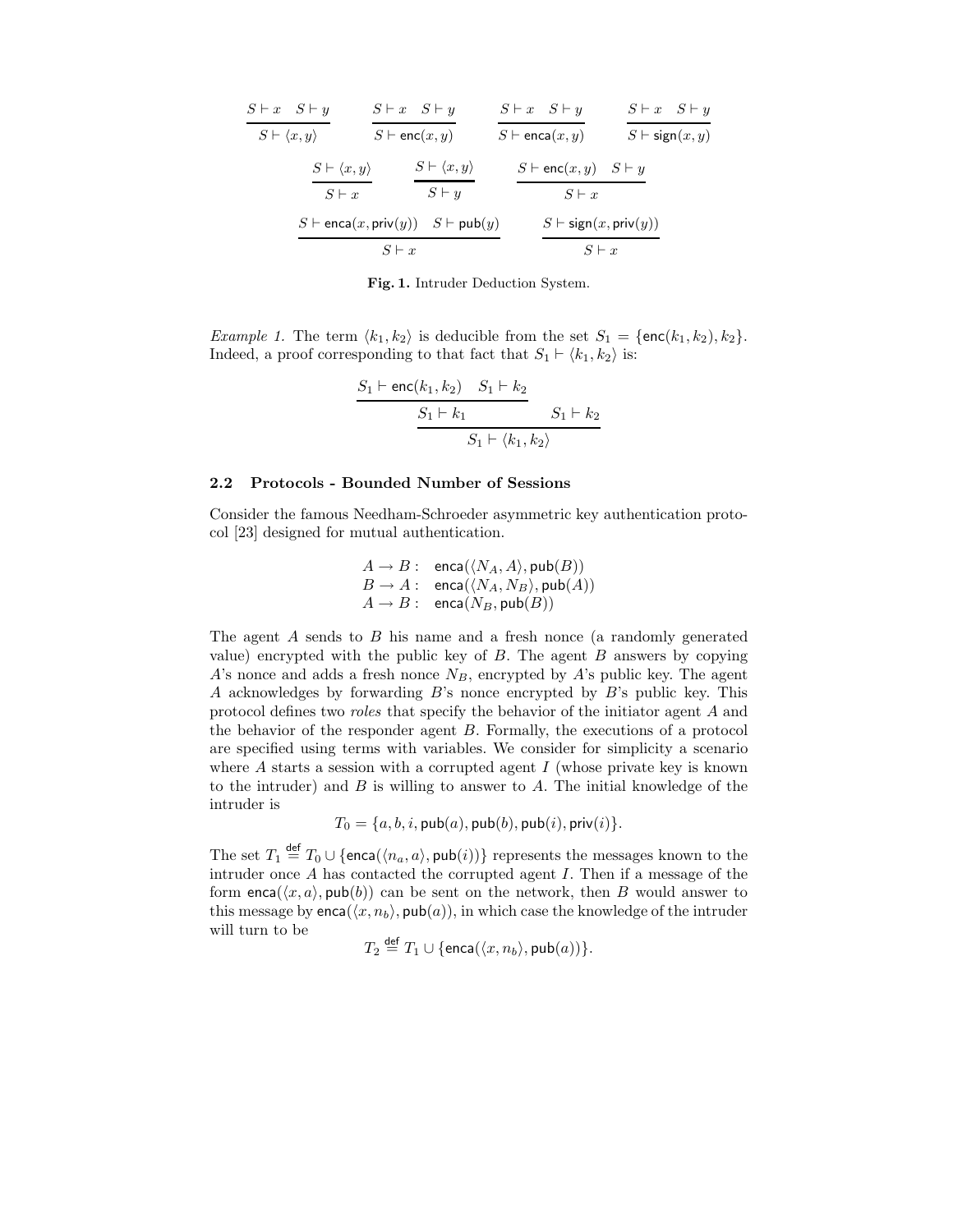$$
\frac{S \vdash x \quad S \vdash y}{S \vdash \langle x, y \rangle} \qquad \frac{S \vdash x \quad S \vdash y}{S \vdash \mathsf{enc}(x, y)} \qquad \frac{S \vdash x \quad S \vdash y}{S \vdash \mathsf{enca}(x, y)} \qquad \frac{S \vdash x \quad S \vdash y}{S \vdash \mathsf{sign}(x, y)}
$$

$$
\frac{S \vdash \langle x, y \rangle}{S \vdash x} \qquad \frac{S \vdash \langle x, y \rangle}{S \vdash y} \qquad \frac{S \vdash \mathsf{enc}(x, y) \quad S \vdash y}{S \vdash x}
$$

$$
\frac{S \vdash \mathsf{enca}(x, \mathsf{priv}(y)) \quad S \vdash \mathsf{pub}(y)}{S \vdash x} \qquad \frac{S \vdash \mathsf{sign}(x, \mathsf{priv}(y))}{S \vdash x}
$$

**Fig. 1.** Intruder Deduction System.

*Example 1.* The term $\langle k_1, k_2 \rangle$ is deducible from the set $S_1 = \{\mathsf{enc}(k_1, k_2), k_2\}$. Indeed, a proof corresponding to that fact that $S_1 \vdash \langle k_1, k_2 \rangle$ is:

$$
\frac{\dfrac{S_1 \vdash \mathsf{enc}(k_1, k_2) \quad S_1 \vdash k_2}{S_1 \vdash k_1} \qquad S_1 \vdash k_2}{S_1 \vdash \langle k_1, k_2 \rangle}
$$

### 2.2 Protocols - Bounded Number of Sessions

Consider the famous Needham-Schroeder asymmetric key authentication protocol [23] designed for mutual authentication.

$$
\begin{array}{ll}
A \rightarrow B: & \mathsf{enca}(\langle N_A, A \rangle, \mathsf{pub}(B)) \\
B \rightarrow A: & \mathsf{enca}(\langle N_A, N_B \rangle, \mathsf{pub}(A)) \\
A \rightarrow B: & \mathsf{enca}(N_B, \mathsf{pub}(B))
\end{array}
$$

The agent $A$ sends to $B$ his name and a fresh nonce (a randomly generated value) encrypted with the public key of $B$. The agent $B$ answers by copying $A$'s nonce and adds a fresh nonce $N_B$, encrypted by $A$'s public key. The agent $A$ acknowledges by forwarding $B$'s nonce encrypted by $B$'s public key. This protocol defines two *roles* that specify the behavior of the initiator agent $A$ and the behavior of the responder agent $B$. Formally, the executions of a protocol are specified using terms with variables. We consider for simplicity a scenario where $A$ starts a session with a corrupted agent $I$ (whose private key is known to the intruder) and $B$ is willing to answer to $A$. The initial knowledge of the intruder is

$$
T_0 = \{a, b, i, \mathsf{pub}(a), \mathsf{pub}(b), \mathsf{pub}(i), \mathsf{priv}(i)\}.
$$

The set $T_1 \stackrel{\mathsf{def}}{=} T_0 \cup \{\mathsf{enca}(\langle n_a, a \rangle, \mathsf{pub}(i))\}$ represents the messages known to the intruder once $A$ has contacted the corrupted agent $I$. Then if a message of the form $\mathsf{enca}(\langle x, a \rangle, \mathsf{pub}(b))$ can be sent on the network, then $B$ would answer to this message by $\mathsf{enca}(\langle x, n_b \rangle, \mathsf{pub}(a))$, in which case the knowledge of the intruder will turn to be

$$
T_2 \stackrel{\mathsf{def}}{=} T_1 \cup \{\mathsf{enca}(\langle x, n_b \rangle, \mathsf{pub}(a))\}.
$$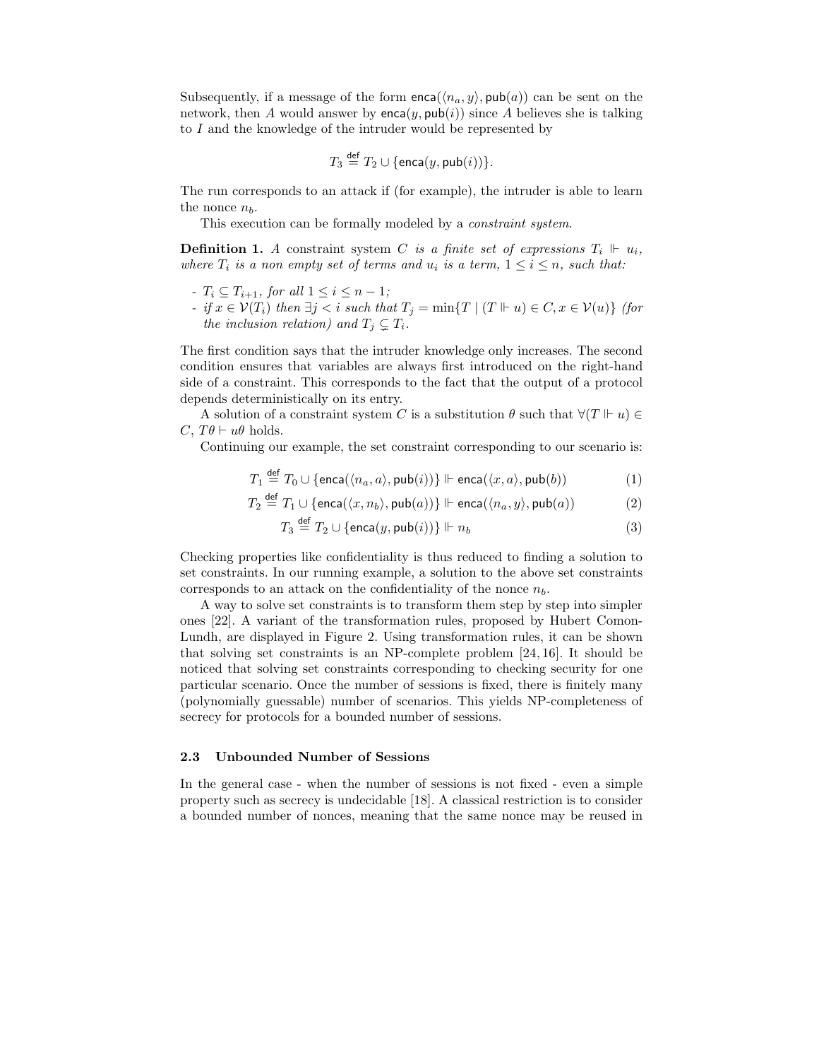Subsequently, if a message of the form $\mathsf{enca}(\langle n_a, y\rangle, \mathsf{pub}(a))$ can be sent on the network, then $A$ would answer by $\mathsf{enca}(y, \mathsf{pub}(i))$ since $A$ believes she is talking to $I$ and the knowledge of the intruder would be represented by

$$T_3 \stackrel{\mathsf{def}}{=} T_2 \cup \{\mathsf{enca}(y, \mathsf{pub}(i))\}.$$

The run corresponds to an attack if (for example), the intruder is able to learn the nonce $n_b$.

This execution can be formally modeled by a *constraint system*.

**Definition 1.** *A constraint system $C$ is a finite set of expressions $T_i \Vdash u_i$, where $T_i$ is a non empty set of terms and $u_i$ is a term, $1 \leq i \leq n$, such that:*

- *$T_i \subseteq T_{i+1}$, for all $1 \leq i \leq n-1$;*
- *if $x \in \mathcal{V}(T_i)$ then $\exists j < i$ such that $T_j = \min\{T \mid (T \Vdash u) \in C, x \in \mathcal{V}(u)\}$ (for the inclusion relation) and $T_j \subsetneq T_i$.*

The first condition says that the intruder knowledge only increases. The second condition ensures that variables are always first introduced on the right-hand side of a constraint. This corresponds to the fact that the output of a protocol depends deterministically on its entry.

A solution of a constraint system $C$ is a substitution $\theta$ such that $\forall (T \Vdash u) \in C$, $T\theta \vdash u\theta$ holds.

Continuing our example, the set constraint corresponding to our scenario is:

$$T_1 \stackrel{\mathsf{def}}{=} T_0 \cup \{\mathsf{enca}(\langle n_a, a\rangle, \mathsf{pub}(i))\} \Vdash \mathsf{enca}(\langle x, a\rangle, \mathsf{pub}(b)) \tag{1}$$

$$T_2 \stackrel{\mathsf{def}}{=} T_1 \cup \{\mathsf{enca}(\langle x, n_b\rangle, \mathsf{pub}(a))\} \Vdash \mathsf{enca}(\langle n_a, y\rangle, \mathsf{pub}(a)) \tag{2}$$

$$T_3 \stackrel{\mathsf{def}}{=} T_2 \cup \{\mathsf{enca}(y, \mathsf{pub}(i))\} \Vdash n_b \tag{3}$$

Checking properties like confidentiality is thus reduced to finding a solution to set constraints. In our running example, a solution to the above set constraints corresponds to an attack on the confidentiality of the nonce $n_b$.

A way to solve set constraints is to transform them step by step into simpler ones [22]. A variant of the transformation rules, proposed by Hubert Comon-Lundh, are displayed in Figure 2. Using transformation rules, it can be shown that solving set constraints is an NP-complete problem [24, 16]. It should be noticed that solving set constraints corresponding to checking security for one particular scenario. Once the number of sessions is fixed, there is finitely many (polynomially guessable) number of scenarios. This yields NP-completeness of secrecy for protocols for a bounded number of sessions.

### 2.3 Unbounded Number of Sessions

In the general case - when the number of sessions is not fixed - even a simple property such as secrecy is undecidable [18]. A classical restriction is to consider a bounded number of nonces, meaning that the same nonce may be reused in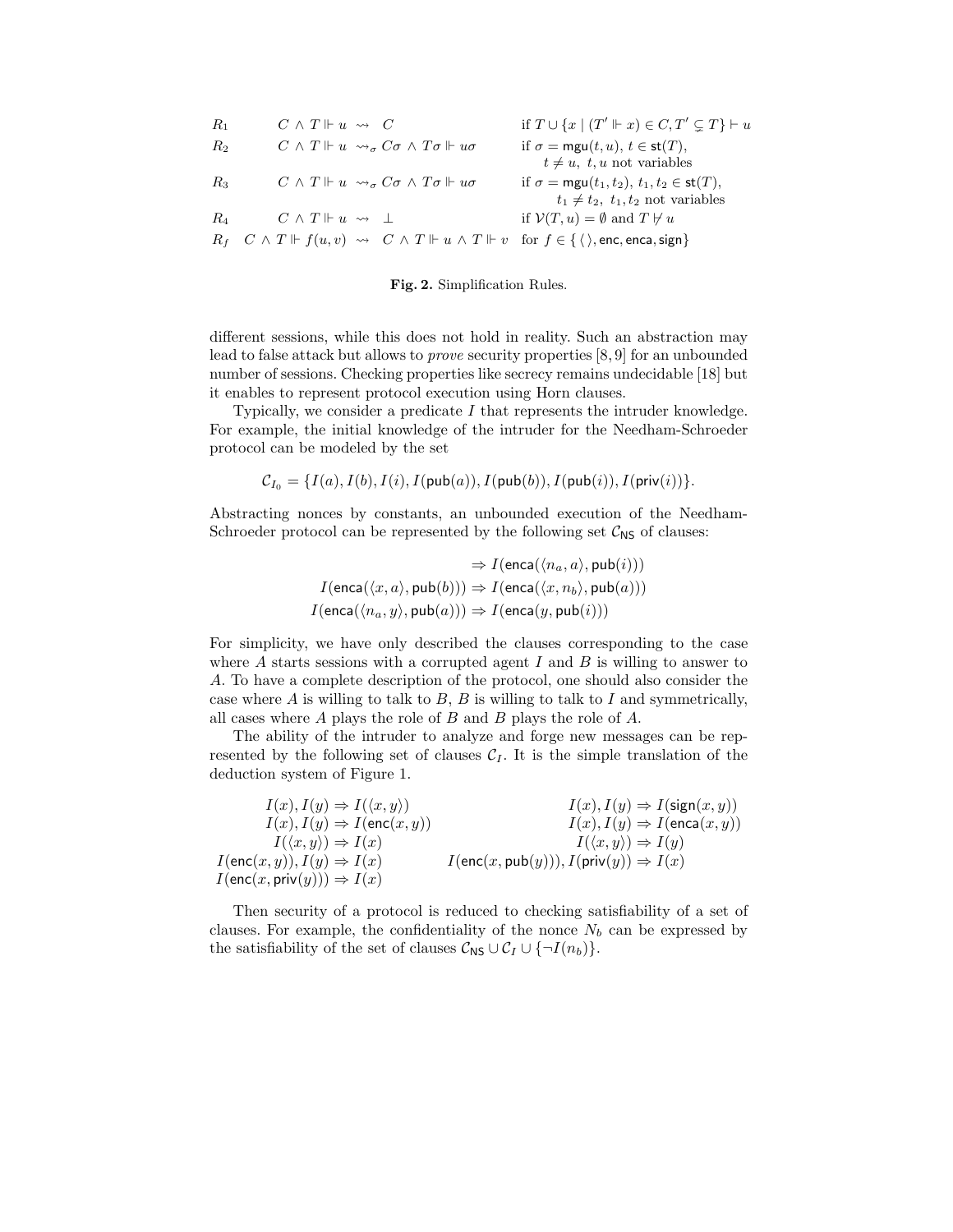| | | |
|---|---|---|
| $R_1$ | $C \wedge T \Vdash u \rightsquigarrow C$ | if $T \cup \{x \mid (T' \Vdash x) \in C, T' \subsetneq T\} \vdash u$ |
| $R_2$ | $C \wedge T \Vdash u \rightsquigarrow_\sigma C\sigma \wedge T\sigma \Vdash u\sigma$ | if $\sigma = \mathsf{mgu}(t, u)$, $t \in \mathsf{st}(T)$, $t \neq u$, $t, u$ not variables |
| $R_3$ | $C \wedge T \Vdash u \rightsquigarrow_\sigma C\sigma \wedge T\sigma \Vdash u\sigma$ | if $\sigma = \mathsf{mgu}(t_1, t_2)$, $t_1, t_2 \in \mathsf{st}(T)$, $t_1 \neq t_2$, $t_1, t_2$ not variables |
| $R_4$ | $C \wedge T \Vdash u \rightsquigarrow \bot$ | if $\mathcal{V}(T, u) = \emptyset$ and $T \not\vdash u$ |
| $R_f$ | $C \wedge T \Vdash f(u, v) \rightsquigarrow C \wedge T \Vdash u \wedge T \Vdash v$ | for $f \in \{\langle\,\rangle, \mathsf{enc}, \mathsf{enca}, \mathsf{sign}\}$ |

**Fig. 2.** Simplification Rules.

different sessions, while this does not hold in reality. Such an abstraction may lead to false attack but allows to *prove* security properties [8, 9] for an unbounded number of sessions. Checking properties like secrecy remains undecidable [18] but it enables to represent protocol execution using Horn clauses.

Typically, we consider a predicate $I$ that represents the intruder knowledge. For example, the initial knowledge of the intruder for the Needham-Schroeder protocol can be modeled by the set

$$\mathcal{C}_{I_0} = \{I(a), I(b), I(i), I(\mathsf{pub}(a)), I(\mathsf{pub}(b)), I(\mathsf{pub}(i)), I(\mathsf{priv}(i))\}.$$

Abstracting nonces by constants, an unbounded execution of the Needham-Schroeder protocol can be represented by the following set $\mathcal{C}_{\mathsf{NS}}$ of clauses:

$$\begin{aligned} &\Rightarrow I(\mathsf{enca}(\langle n_a, a\rangle, \mathsf{pub}(i))) \\ I(\mathsf{enca}(\langle x, a\rangle, \mathsf{pub}(b))) &\Rightarrow I(\mathsf{enca}(\langle x, n_b\rangle, \mathsf{pub}(a))) \\ I(\mathsf{enca}(\langle n_a, y\rangle, \mathsf{pub}(a))) &\Rightarrow I(\mathsf{enca}(y, \mathsf{pub}(i))) \end{aligned}$$

For simplicity, we have only described the clauses corresponding to the case where $A$ starts sessions with a corrupted agent $I$ and $B$ is willing to answer to $A$. To have a complete description of the protocol, one should also consider the case where $A$ is willing to talk to $B$, $B$ is willing to talk to $I$ and symmetrically, all cases where $A$ plays the role of $B$ and $B$ plays the role of $A$.

The ability of the intruder to analyze and forge new messages can be represented by the following set of clauses $\mathcal{C}_I$. It is the simple translation of the deduction system of Figure 1.

$$\begin{array}{ll} I(x), I(y) \Rightarrow I(\langle x, y\rangle) & I(x), I(y) \Rightarrow I(\mathsf{sign}(x, y)) \\ I(x), I(y) \Rightarrow I(\mathsf{enc}(x, y)) & I(x), I(y) \Rightarrow I(\mathsf{enca}(x, y)) \\ I(\langle x, y\rangle) \Rightarrow I(x) & I(\langle x, y\rangle) \Rightarrow I(y) \\ I(\mathsf{enc}(x, y)), I(y) \Rightarrow I(x) & I(\mathsf{enc}(x, \mathsf{pub}(y))), I(\mathsf{priv}(y)) \Rightarrow I(x) \\ I(\mathsf{enc}(x, \mathsf{priv}(y))) \Rightarrow I(x) & \end{array}$$

Then security of a protocol is reduced to checking satisfiability of a set of clauses. For example, the confidentiality of the nonce $N_b$ can be expressed by the satisfiability of the set of clauses $\mathcal{C}_{\mathsf{NS}} \cup \mathcal{C}_I \cup \{\neg I(n_b)\}$.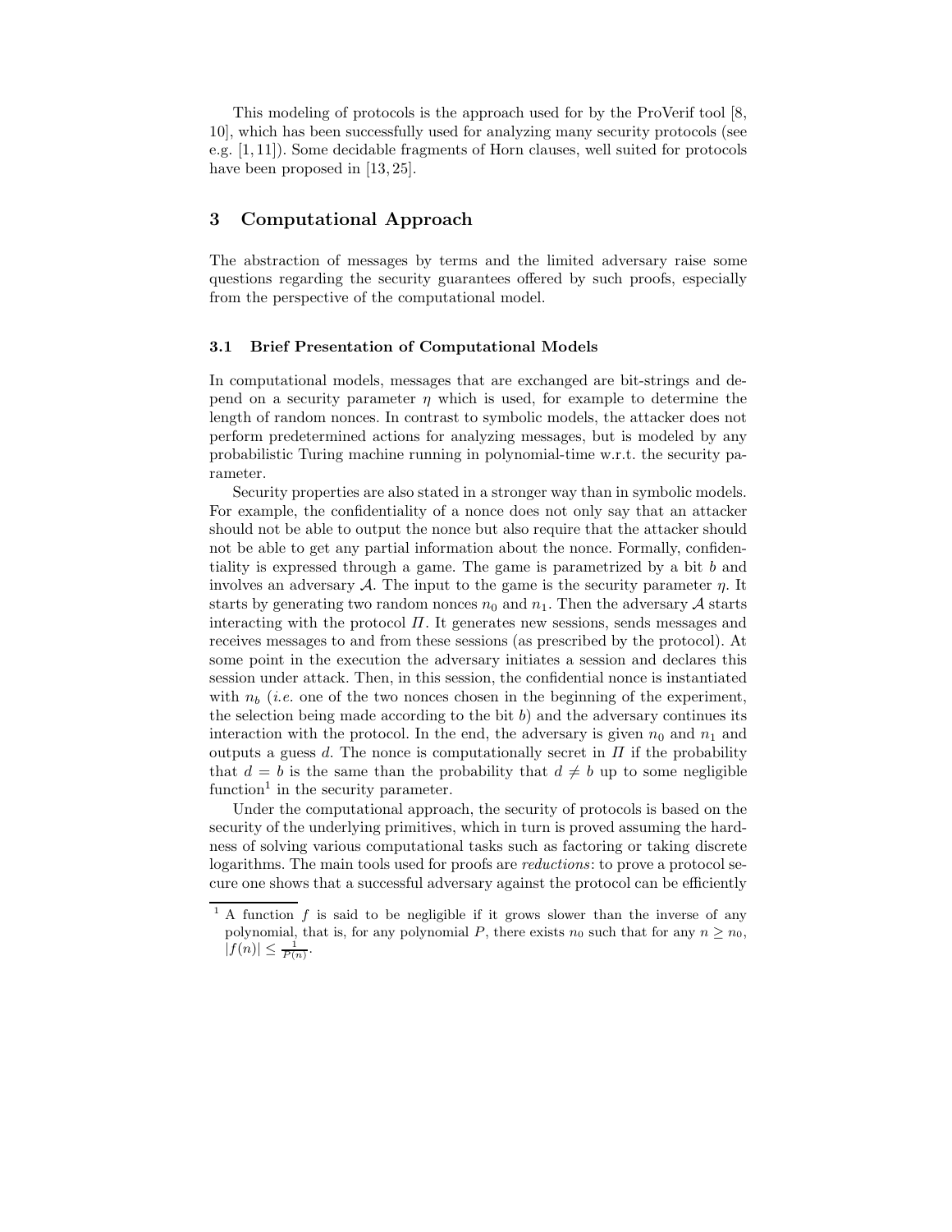This modeling of protocols is the approach used for by the ProVerif tool [8, 10], which has been successfully used for analyzing many security protocols (see e.g. [1, 11]). Some decidable fragments of Horn clauses, well suited for protocols have been proposed in [13, 25].

## 3 Computational Approach

The abstraction of messages by terms and the limited adversary raise some questions regarding the security guarantees offered by such proofs, especially from the perspective of the computational model.

### 3.1 Brief Presentation of Computational Models

In computational models, messages that are exchanged are bit-strings and depend on a security parameter $\eta$ which is used, for example to determine the length of random nonces. In contrast to symbolic models, the attacker does not perform predetermined actions for analyzing messages, but is modeled by any probabilistic Turing machine running in polynomial-time w.r.t. the security parameter.

Security properties are also stated in a stronger way than in symbolic models. For example, the confidentiality of a nonce does not only say that an attacker should not be able to output the nonce but also require that the attacker should not be able to get any partial information about the nonce. Formally, confidentiality is expressed through a game. The game is parametrized by a bit $b$ and involves an adversary $\mathcal{A}$. The input to the game is the security parameter $\eta$. It starts by generating two random nonces $n_0$ and $n_1$. Then the adversary $\mathcal{A}$ starts interacting with the protocol $\Pi$. It generates new sessions, sends messages and receives messages to and from these sessions (as prescribed by the protocol). At some point in the execution the adversary initiates a session and declares this session under attack. Then, in this session, the confidential nonce is instantiated with $n_b$ (*i.e.* one of the two nonces chosen in the beginning of the experiment, the selection being made according to the bit $b$) and the adversary continues its interaction with the protocol. In the end, the adversary is given $n_0$ and $n_1$ and outputs a guess $d$. The nonce is computationally secret in $\Pi$ if the probability that $d = b$ is the same than the probability that $d \neq b$ up to some negligible function[1] in the security parameter.

Under the computational approach, the security of protocols is based on the security of the underlying primitives, which in turn is proved assuming the hardness of solving various computational tasks such as factoring or taking discrete logarithms. The main tools used for proofs are *reductions*: to prove a protocol secure one shows that a successful adversary against the protocol can be efficiently

[1] A function $f$ is said to be negligible if it grows slower than the inverse of any polynomial, that is, for any polynomial $P$, there exists $n_0$ such that for any $n \geq n_0$, $|f(n)| \leq \frac{1}{P(n)}$.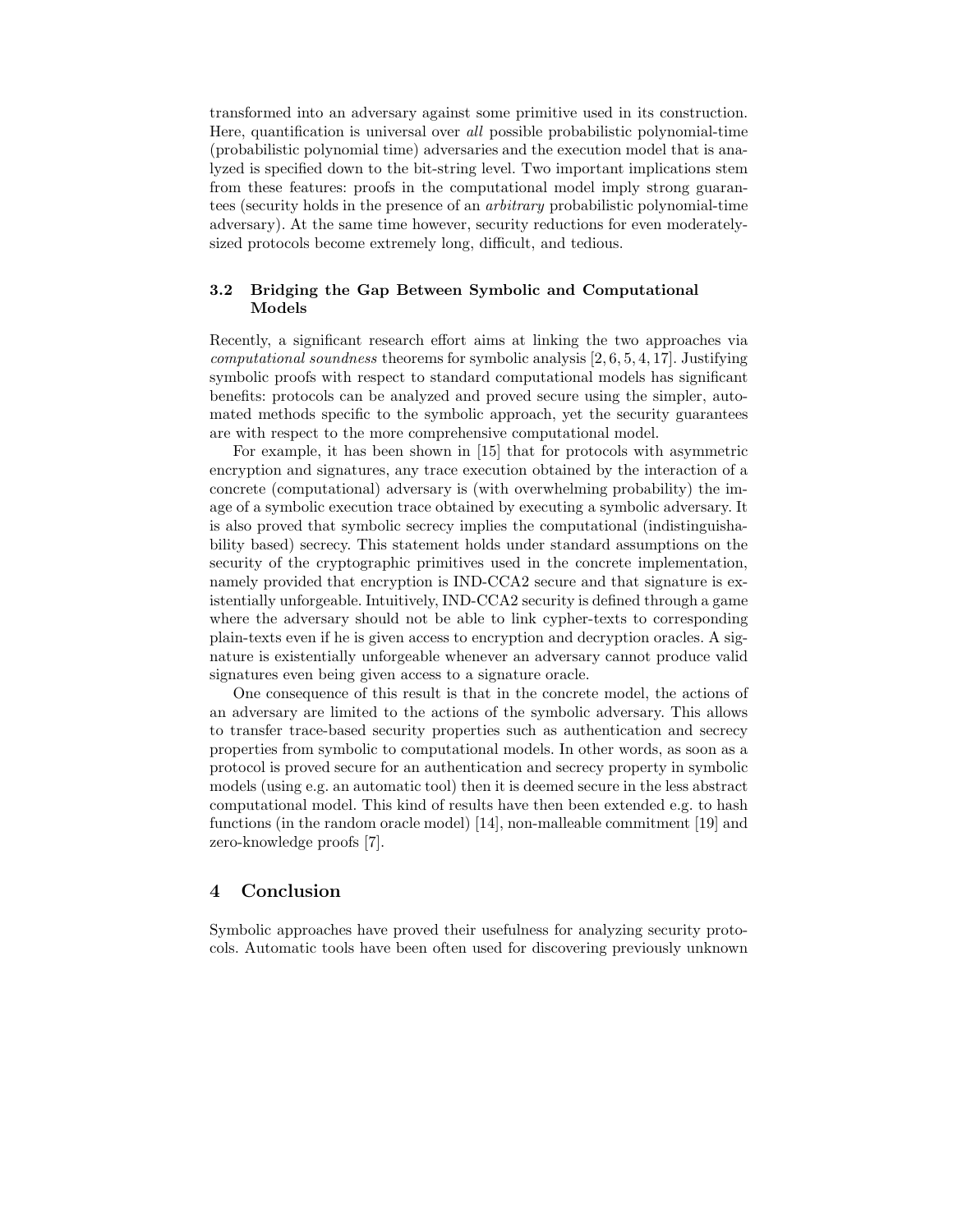transformed into an adversary against some primitive used in its construction. Here, quantification is universal over *all* possible probabilistic polynomial-time (probabilistic polynomial time) adversaries and the execution model that is analyzed is specified down to the bit-string level. Two important implications stem from these features: proofs in the computational model imply strong guarantees (security holds in the presence of an *arbitrary* probabilistic polynomial-time adversary). At the same time however, security reductions for even moderately-sized protocols become extremely long, difficult, and tedious.

### 3.2 Bridging the Gap Between Symbolic and Computational Models

Recently, a significant research effort aims at linking the two approaches via *computational soundness* theorems for symbolic analysis [2, 6, 5, 4, 17]. Justifying symbolic proofs with respect to standard computational models has significant benefits: protocols can be analyzed and proved secure using the simpler, automated methods specific to the symbolic approach, yet the security guarantees are with respect to the more comprehensive computational model.

For example, it has been shown in [15] that for protocols with asymmetric encryption and signatures, any trace execution obtained by the interaction of a concrete (computational) adversary is (with overwhelming probability) the image of a symbolic execution trace obtained by executing a symbolic adversary. It is also proved that symbolic secrecy implies the computational (indistinguishability based) secrecy. This statement holds under standard assumptions on the security of the cryptographic primitives used in the concrete implementation, namely provided that encryption is IND-CCA2 secure and that signature is existentially unforgeable. Intuitively, IND-CCA2 security is defined through a game where the adversary should not be able to link cypher-texts to corresponding plain-texts even if he is given access to encryption and decryption oracles. A signature is existentially unforgeable whenever an adversary cannot produce valid signatures even being given access to a signature oracle.

One consequence of this result is that in the concrete model, the actions of an adversary are limited to the actions of the symbolic adversary. This allows to transfer trace-based security properties such as authentication and secrecy properties from symbolic to computational models. In other words, as soon as a protocol is proved secure for an authentication and secrecy property in symbolic models (using e.g. an automatic tool) then it is deemed secure in the less abstract computational model. This kind of results have then been extended e.g. to hash functions (in the random oracle model) [14], non-malleable commitment [19] and zero-knowledge proofs [7].

## 4 Conclusion

Symbolic approaches have proved their usefulness for analyzing security protocols. Automatic tools have been often used for discovering previously unknown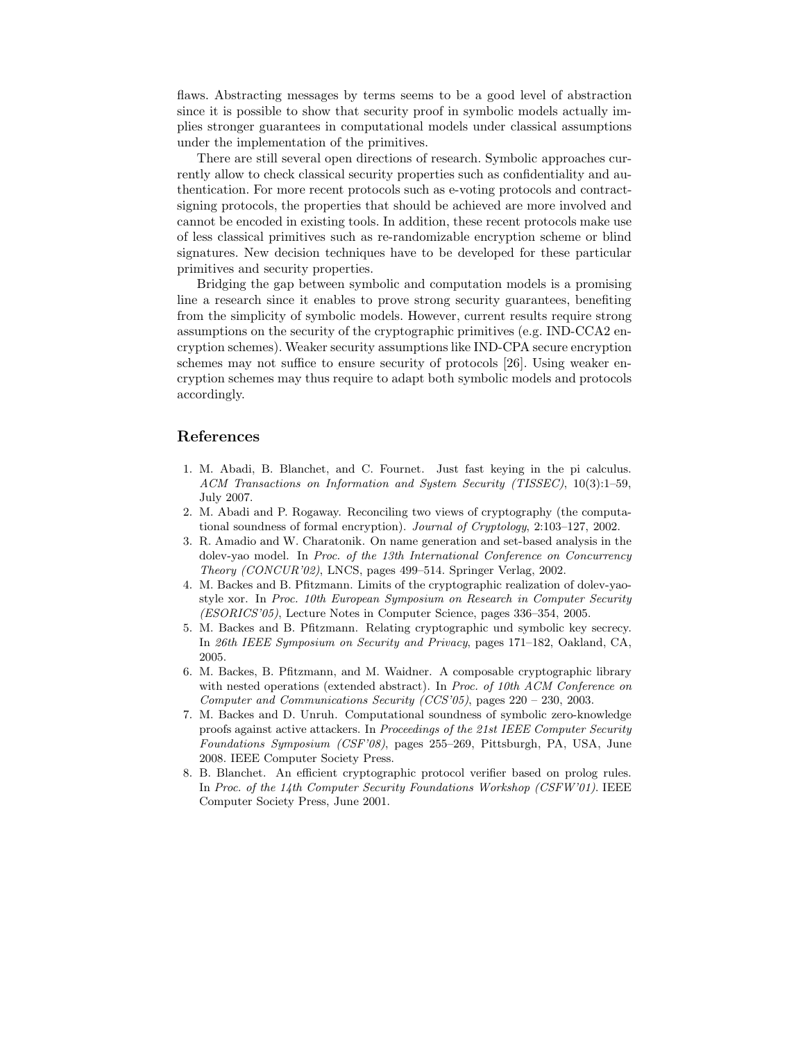flaws. Abstracting messages by terms seems to be a good level of abstraction since it is possible to show that security proof in symbolic models actually implies stronger guarantees in computational models under classical assumptions under the implementation of the primitives.

There are still several open directions of research. Symbolic approaches currently allow to check classical security properties such as confidentiality and authentication. For more recent protocols such as e-voting protocols and contract-signing protocols, the properties that should be achieved are more involved and cannot be encoded in existing tools. In addition, these recent protocols make use of less classical primitives such as re-randomizable encryption scheme or blind signatures. New decision techniques have to be developed for these particular primitives and security properties.

Bridging the gap between symbolic and computation models is a promising line a research since it enables to prove strong security guarantees, benefiting from the simplicity of symbolic models. However, current results require strong assumptions on the security of the cryptographic primitives (e.g. IND-CCA2 encryption schemes). Weaker security assumptions like IND-CPA secure encryption schemes may not suffice to ensure security of protocols [26]. Using weaker encryption schemes may thus require to adapt both symbolic models and protocols accordingly.

## References

1. M. Abadi, B. Blanchet, and C. Fournet. Just fast keying in the pi calculus. *ACM Transactions on Information and System Security (TISSEC)*, 10(3):1–59, July 2007.
2. M. Abadi and P. Rogaway. Reconciling two views of cryptography (the computational soundness of formal encryption). *Journal of Cryptology*, 2:103–127, 2002.
3. R. Amadio and W. Charatonik. On name generation and set-based analysis in the dolev-yao model. In *Proc. of the 13th International Conference on Concurrency Theory (CONCUR'02)*, LNCS, pages 499–514. Springer Verlag, 2002.
4. M. Backes and B. Pfitzmann. Limits of the cryptographic realization of dolev-yao-style xor. In *Proc. 10th European Symposium on Research in Computer Security (ESORICS'05)*, Lecture Notes in Computer Science, pages 336–354, 2005.
5. M. Backes and B. Pfitzmann. Relating cryptographic und symbolic key secrecy. In *26th IEEE Symposium on Security and Privacy*, pages 171–182, Oakland, CA, 2005.
6. M. Backes, B. Pfitzmann, and M. Waidner. A composable cryptographic library with nested operations (extended abstract). In *Proc. of 10th ACM Conference on Computer and Communications Security (CCS'05)*, pages 220 – 230, 2003.
7. M. Backes and D. Unruh. Computational soundness of symbolic zero-knowledge proofs against active attackers. In *Proceedings of the 21st IEEE Computer Security Foundations Symposium (CSF'08)*, pages 255–269, Pittsburgh, PA, USA, June 2008. IEEE Computer Society Press.
8. B. Blanchet. An efficient cryptographic protocol verifier based on prolog rules. In *Proc. of the 14th Computer Security Foundations Workshop (CSFW'01)*. IEEE Computer Society Press, June 2001.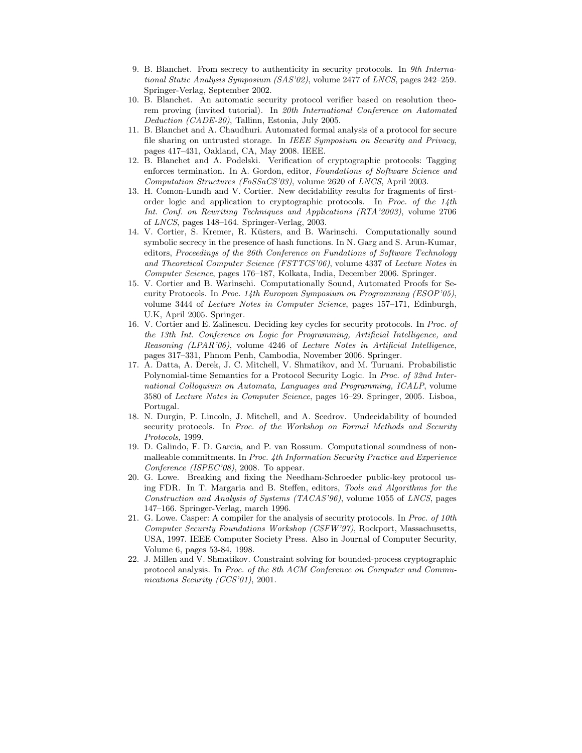9. B. Blanchet. From secrecy to authenticity in security protocols. In *9th International Static Analysis Symposium (SAS'02)*, volume 2477 of *LNCS*, pages 242–259. Springer-Verlag, September 2002.
10. B. Blanchet. An automatic security protocol verifier based on resolution theorem proving (invited tutorial). In *20th International Conference on Automated Deduction (CADE-20)*, Tallinn, Estonia, July 2005.
11. B. Blanchet and A. Chaudhuri. Automated formal analysis of a protocol for secure file sharing on untrusted storage. In *IEEE Symposium on Security and Privacy*, pages 417–431, Oakland, CA, May 2008. IEEE.
12. B. Blanchet and A. Podelski. Verification of cryptographic protocols: Tagging enforces termination. In A. Gordon, editor, *Foundations of Software Science and Computation Structures (FoSSaCS'03)*, volume 2620 of *LNCS*, April 2003.
13. H. Comon-Lundh and V. Cortier. New decidability results for fragments of first-order logic and application to cryptographic protocols. In *Proc. of the 14th Int. Conf. on Rewriting Techniques and Applications (RTA'2003)*, volume 2706 of *LNCS*, pages 148–164. Springer-Verlag, 2003.
14. V. Cortier, S. Kremer, R. Küsters, and B. Warinschi. Computationally sound symbolic secrecy in the presence of hash functions. In N. Garg and S. Arun-Kumar, editors, *Proceedings of the 26th Conference on Fundations of Software Technology and Theoretical Computer Science (FSTTCS'06)*, volume 4337 of *Lecture Notes in Computer Science*, pages 176–187, Kolkata, India, December 2006. Springer.
15. V. Cortier and B. Warinschi. Computationally Sound, Automated Proofs for Security Protocols. In *Proc. 14th European Symposium on Programming (ESOP'05)*, volume 3444 of *Lecture Notes in Computer Science*, pages 157–171, Edinburgh, U.K, April 2005. Springer.
16. V. Cortier and E. Zalinescu. Deciding key cycles for security protocols. In *Proc. of the 13th Int. Conference on Logic for Programming, Artificial Intelligence, and Reasoning (LPAR'06)*, volume 4246 of *Lecture Notes in Artificial Intelligence*, pages 317–331, Phnom Penh, Cambodia, November 2006. Springer.
17. A. Datta, A. Derek, J. C. Mitchell, V. Shmatikov, and M. Turuani. Probabilistic Polynomial-time Semantics for a Protocol Security Logic. In *Proc. of 32nd International Colloquium on Automata, Languages and Programming, ICALP*, volume 3580 of *Lecture Notes in Computer Science*, pages 16–29. Springer, 2005. Lisboa, Portugal.
18. N. Durgin, P. Lincoln, J. Mitchell, and A. Scedrov. Undecidability of bounded security protocols. In *Proc. of the Workshop on Formal Methods and Security Protocols*, 1999.
19. D. Galindo, F. D. Garcia, and P. van Rossum. Computational soundness of non-malleable commitments. In *Proc. 4th Information Security Practice and Experience Conference (ISPEC'08)*, 2008. To appear.
20. G. Lowe. Breaking and fixing the Needham-Schroeder public-key protocol using FDR. In T. Margaria and B. Steffen, editors, *Tools and Algorithms for the Construction and Analysis of Systems (TACAS'96)*, volume 1055 of *LNCS*, pages 147–166. Springer-Verlag, march 1996.
21. G. Lowe. Casper: A compiler for the analysis of security protocols. In *Proc. of 10th Computer Security Foundations Workshop (CSFW'97)*, Rockport, Massachusetts, USA, 1997. IEEE Computer Society Press. Also in Journal of Computer Security, Volume 6, pages 53-84, 1998.
22. J. Millen and V. Shmatikov. Constraint solving for bounded-process cryptographic protocol analysis. In *Proc. of the 8th ACM Conference on Computer and Communications Security (CCS'01)*, 2001.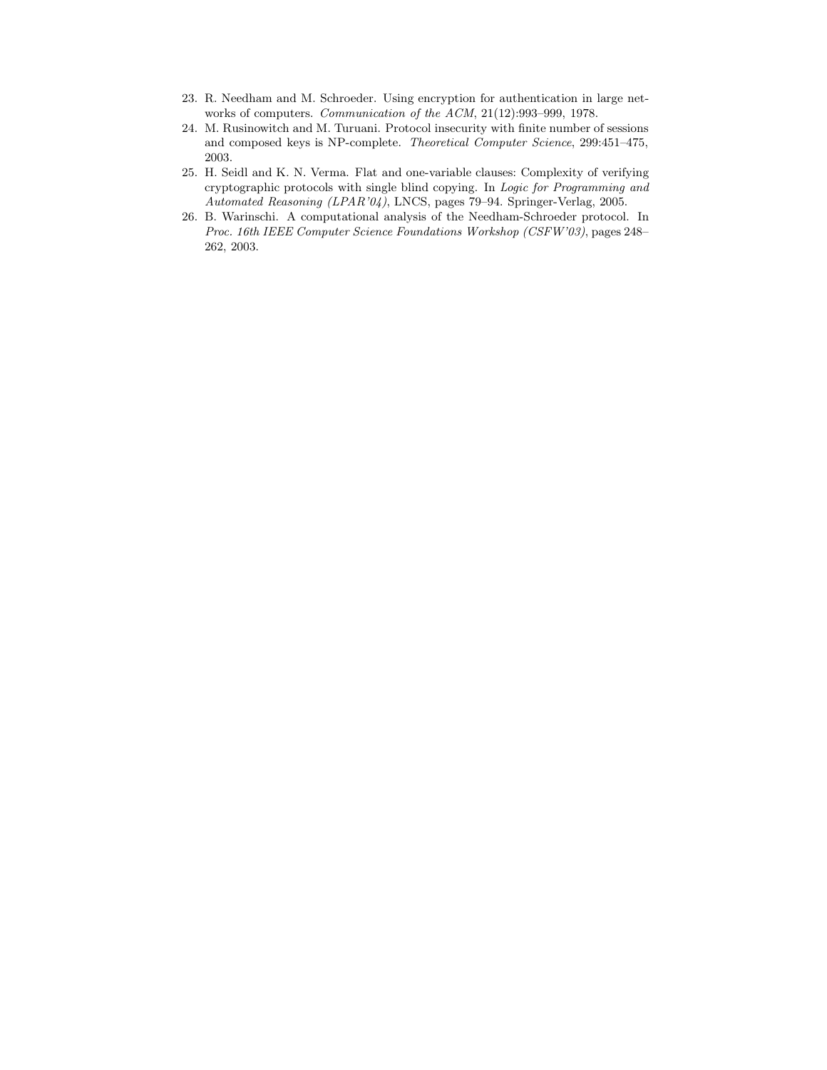23. R. Needham and M. Schroeder. Using encryption for authentication in large networks of computers. *Communication of the ACM*, 21(12):993–999, 1978.
24. M. Rusinowitch and M. Turuani. Protocol insecurity with finite number of sessions and composed keys is NP-complete. *Theoretical Computer Science*, 299:451–475, 2003.
25. H. Seidl and K. N. Verma. Flat and one-variable clauses: Complexity of verifying cryptographic protocols with single blind copying. In *Logic for Programming and Automated Reasoning (LPAR'04)*, LNCS, pages 79–94. Springer-Verlag, 2005.
26. B. Warinschi. A computational analysis of the Needham-Schroeder protocol. In *Proc. 16th IEEE Computer Science Foundations Workshop (CSFW'03)*, pages 248–262, 2003.